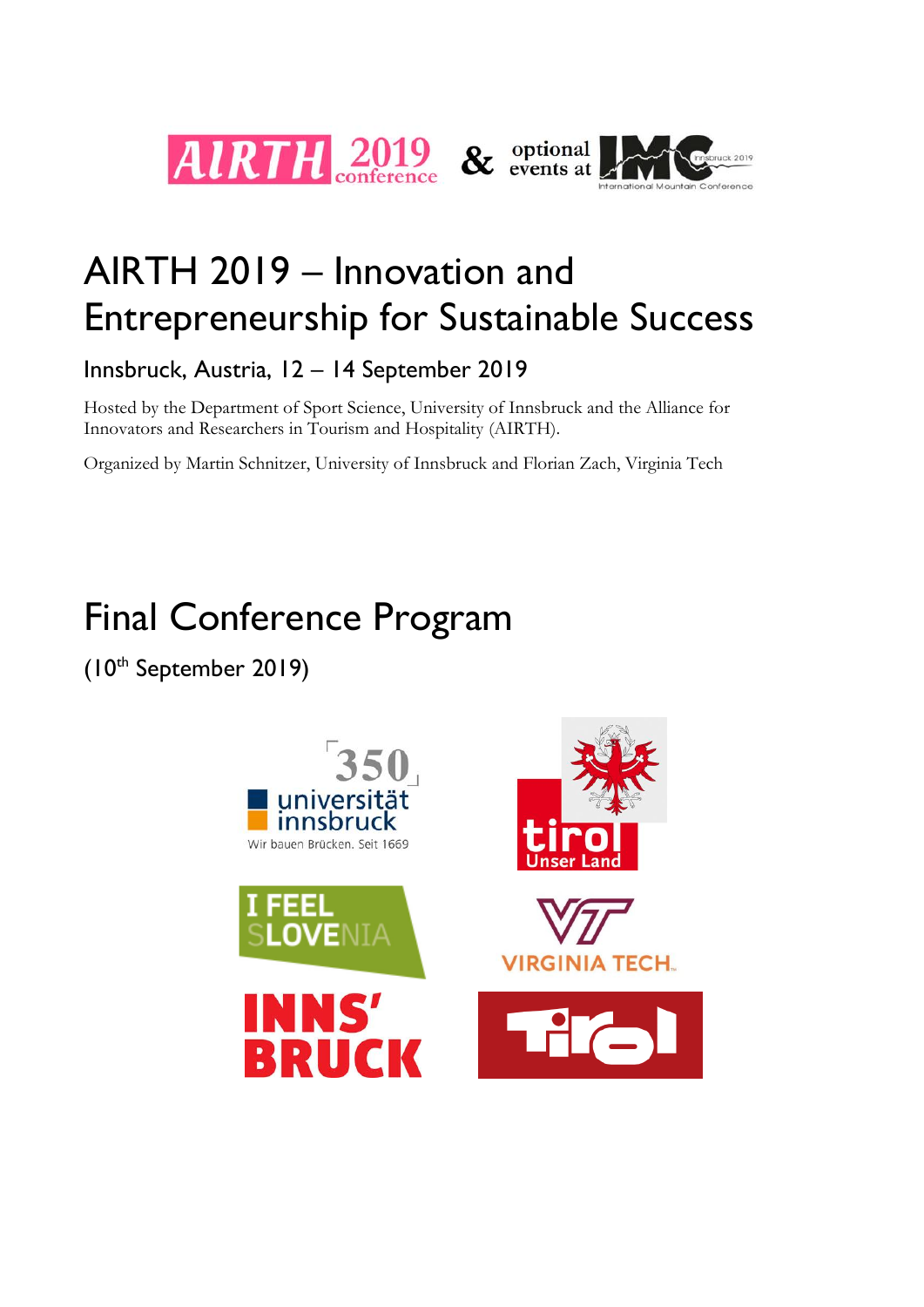# AIRTH 2019 – Innovation and Entrepreneurship for Sustainable Success

## Innsbruck, Austria, 12 – 14 September 2019

Hosted by the Department of Sport Science, University of Innsbruck and the Alliance for Innovators and Researchers in Tourism and Hospitality (AIRTH).

Organized by Martin Schnitzer, University of Innsbruck and Florian Zach, Virginia Tech

# Final Conference Program

(10th September 2019)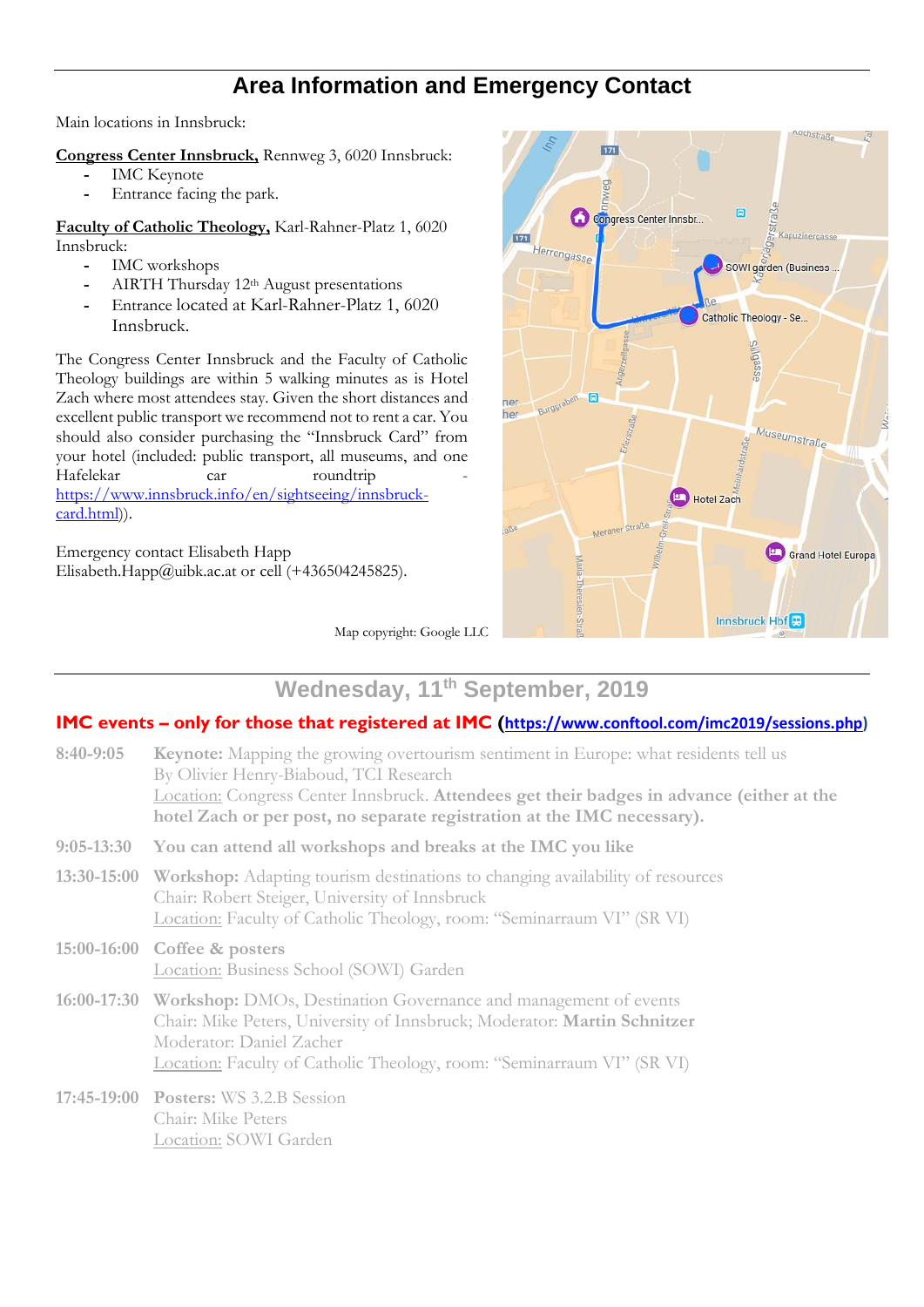# Area Information and Emergency Contact

Main locations in Innsbruck:

**Congress Center Innsbruck,** Rennweg 3, 6020 Innsbruck:

- IMC Keynote
- Entrance facing the park.

**Faculty of Catholic Theology,** Karl-Rahner-Platz 1, 6020 Innsbruck:

- IMC workshops
- AIRTH Thursday 12th August presentations
- Entrance located at Karl-Rahner-Platz 1, 6020 Innsbruck.

The Congress Center Innsbruck and the Faculty of Catholic Theology buildings are within 5 walking minutes as is Hotel Zach where most attendees stay. Given the short distances and excellent public transport we recommend not to rent a car. You should also consider purchasing the "Innsbruck Card" from your hotel (included: public transport, all museums, and one Hafelekar car roundtrip - https://www.innsbruck.info/en/sightseeing/innsbruck-card.html)).

Emergency contact Elisabeth Happ
Elisabeth.Happ@uibk.ac.at or cell (+436504245825).

Map copyright: Google LLC

## Wednesday, 11th September, 2019

**IMC events – only for those that registered at IMC (https://www.conftool.com/imc2019/sessions.php)**

**8:40-9:05** **Keynote:** Mapping the growing overtourism sentiment in Europe: what residents tell us
By Olivier Henry-Biaboud, TCI Research
Location: Congress Center Innsbruck. **Attendees get their badges in advance (either at the hotel Zach or per post, no separate registration at the IMC necessary).**

**9:05-13:30** **You can attend all workshops and breaks at the IMC you like**

**13:30-15:00** **Workshop:** Adapting tourism destinations to changing availability of resources
Chair: Robert Steiger, University of Innsbruck
Location: Faculty of Catholic Theology, room: "Seminarraum VI" (SR VI)

**15:00-16:00** **Coffee & posters**
Location: Business School (SOWI) Garden

**16:00-17:30** **Workshop:** DMOs, Destination Governance and management of events
Chair: Mike Peters, University of Innsbruck; Moderator: **Martin Schnitzer**
Moderator: Daniel Zacher
Location: Faculty of Catholic Theology, room: "Seminarraum VI" (SR VI)

**17:45-19:00** **Posters:** WS 3.2.B Session
Chair: Mike Peters
Location: SOWI Garden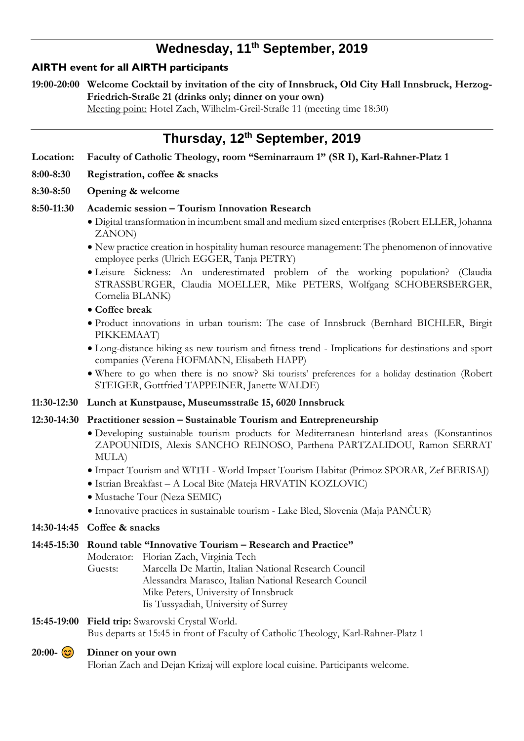## Wednesday, 11th September, 2019

**AIRTH event for all AIRTH participants**

**19:00-20:00** **Welcome Cocktail by invitation of the city of Innsbruck, Old City Hall Innsbruck, Herzog-Friedrich-Straße 21 (drinks only; dinner on your own)**
Meeting point: Hotel Zach, Wilhelm-Greil-Straße 11 (meeting time 18:30)

## Thursday, 12th September, 2019

**Location:** **Faculty of Catholic Theology, room "Seminarraum 1" (SR I), Karl-Rahner-Platz 1**

**8:00-8:30** **Registration, coffee & snacks**

**8:30-8:50** **Opening & welcome**

**8:50-11:30** **Academic session – Tourism Innovation Research**

- Digital transformation in incumbent small and medium sized enterprises (Robert ELLER, Johanna ZANON)
- New practice creation in hospitality human resource management: The phenomenon of innovative employee perks (Ulrich EGGER, Tanja PETRY)
- Leisure Sickness: An underestimated problem of the working population? (Claudia STRASSBURGER, Claudia MOELLER, Mike PETERS, Wolfgang SCHOBERSBERGER, Cornelia BLANK)
- **Coffee break**
- Product innovations in urban tourism: The case of Innsbruck (Bernhard BICHLER, Birgit PIKKEMAAT)
- Long-distance hiking as new tourism and fitness trend - Implications for destinations and sport companies (Verena HOFMANN, Elisabeth HAPP)
- Where to go when there is no snow? Ski tourists' preferences for a holiday destination (Robert STEIGER, Gottfried TAPPEINER, Janette WALDE)

**11:30-12:30** **Lunch at Kunstpause, Museumsstraße 15, 6020 Innsbruck**

**12:30-14:30** **Practitioner session – Sustainable Tourism and Entrepreneurship**

- Developing sustainable tourism products for Mediterranean hinterland areas (Konstantinos ZAPOUNIDIS, Alexis SANCHO REINOSO, Parthena PARTZALIDOU, Ramon SERRAT MULA)
- Impact Tourism and WITH - World Impact Tourism Habitat (Primoz SPORAR, Zef BERISAJ)
- Istrian Breakfast – A Local Bite (Mateja HRVATIN KOZLOVIC)
- Mustache Tour (Neza SEMIC)
- Innovative practices in sustainable tourism - Lake Bled, Slovenia (Maja PANČUR)

**14:30-14:45** **Coffee & snacks**

**14:45-15:30** **Round table "Innovative Tourism – Research and Practice"**
Moderator: Florian Zach, Virginia Tech
Guests: Marcella De Martin, Italian National Research Council
Alessandra Marasco, Italian National Research Council
Mike Peters, University of Innsbruck
Iis Tussyadiah, University of Surrey

**15:45-19:00** **Field trip:** Swarovski Crystal World.
Bus departs at 15:45 in front of Faculty of Catholic Theology, Karl-Rahner-Platz 1

**20:00-** 😊 **Dinner on your own**
Florian Zach and Dejan Krizaj will explore local cuisine. Participants welcome.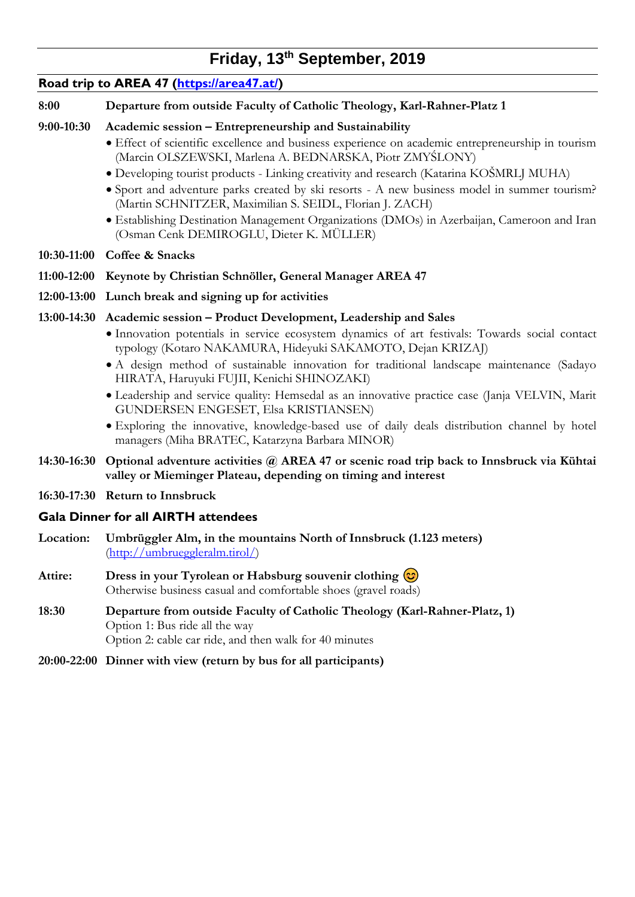# Friday, 13th September, 2019

## Road trip to AREA 47 (https://area47.at/)

**8:00** **Departure from outside Faculty of Catholic Theology, Karl-Rahner-Platz 1**

**9:00-10:30** **Academic session – Entrepreneurship and Sustainability**

- Effect of scientific excellence and business experience on academic entrepreneurship in tourism (Marcin OLSZEWSKI, Marlena A. BEDNARSKA, Piotr ZMYŚLONY)
- Developing tourist products - Linking creativity and research (Katarina KOŠMRLJ MUHA)
- Sport and adventure parks created by ski resorts - A new business model in summer tourism? (Martin SCHNITZER, Maximilian S. SEIDL, Florian J. ZACH)
- Establishing Destination Management Organizations (DMOs) in Azerbaijan, Cameroon and Iran (Osman Cenk DEMIROGLU, Dieter K. MÜLLER)

**10:30-11:00** **Coffee & Snacks**

**11:00-12:00** **Keynote by Christian Schnöller, General Manager AREA 47**

**12:00-13:00** **Lunch break and signing up for activities**

**13:00-14:30** **Academic session – Product Development, Leadership and Sales**

- Innovation potentials in service ecosystem dynamics of art festivals: Towards social contact typology (Kotaro NAKAMURA, Hideyuki SAKAMOTO, Dejan KRIZAJ)
- A design method of sustainable innovation for traditional landscape maintenance (Sadayo HIRATA, Haruyuki FUJII, Kenichi SHINOZAKI)
- Leadership and service quality: Hemsedal as an innovative practice case (Janja VELVIN, Marit GUNDERSEN ENGESET, Elsa KRISTIANSEN)
- Exploring the innovative, knowledge-based use of daily deals distribution channel by hotel managers (Miha BRATEC, Katarzyna Barbara MINOR)

**14:30-16:30** **Optional adventure activities @ AREA 47 or scenic road trip back to Innsbruck via Kühtai valley or Mieminger Plateau, depending on timing and interest**

**16:30-17:30** **Return to Innsbruck**

## Gala Dinner for all AIRTH attendees

**Location:** **Umbrüggler Alm, in the mountains North of Innsbruck (1.123 meters)**
(http://umbrueggleralm.tirol/)

**Attire:** **Dress in your Tyrolean or Habsburg souvenir clothing** 😊
Otherwise business casual and comfortable shoes (gravel roads)

**18:30** **Departure from outside Faculty of Catholic Theology (Karl-Rahner-Platz, 1)**
Option 1: Bus ride all the way
Option 2: cable car ride, and then walk for 40 minutes

**20:00-22:00** **Dinner with view (return by bus for all participants)**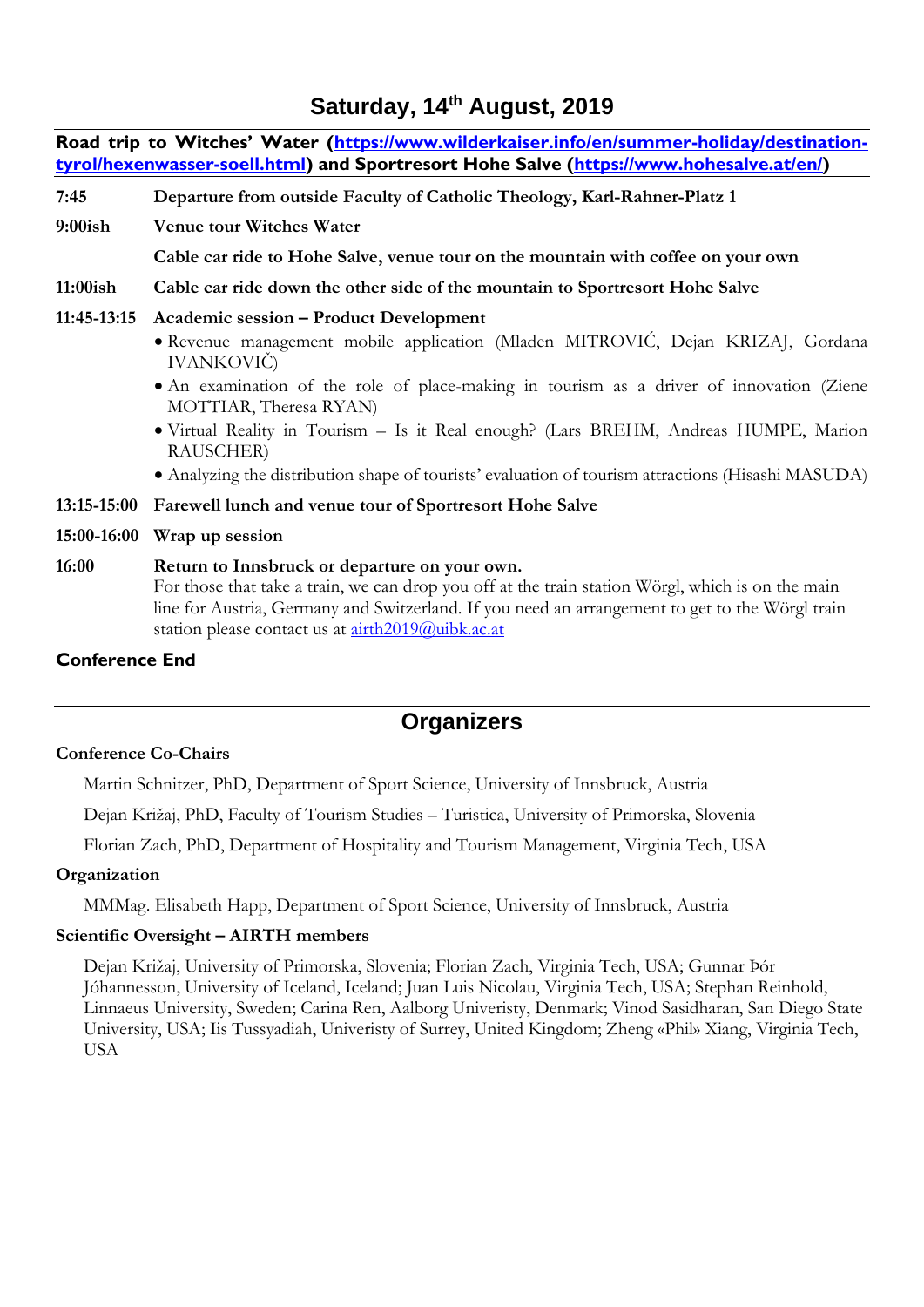## Saturday, 14th August, 2019

**Road trip to Witches' Water (https://www.wilderkaiser.info/en/summer-holiday/destination-tyrol/hexenwasser-soell.html) and Sportresort Hohe Salve (https://www.hohesalve.at/en/)**

**7:45** **Departure from outside Faculty of Catholic Theology, Karl-Rahner-Platz 1**

**9:00ish** **Venue tour Witches Water**

**Cable car ride to Hohe Salve, venue tour on the mountain with coffee on your own**

**11:00ish** **Cable car ride down the other side of the mountain to Sportresort Hohe Salve**

**11:45-13:15** **Academic session – Product Development**

- Revenue management mobile application (Mladen MITROVIĆ, Dejan KRIZAJ, Gordana IVANKOVIČ)
- An examination of the role of place-making in tourism as a driver of innovation (Ziene MOTTIAR, Theresa RYAN)
- Virtual Reality in Tourism – Is it Real enough? (Lars BREHM, Andreas HUMPE, Marion RAUSCHER)
- Analyzing the distribution shape of tourists' evaluation of tourism attractions (Hisashi MASUDA)

**13:15-15:00** **Farewell lunch and venue tour of Sportresort Hohe Salve**

**15:00-16:00** **Wrap up session**

**16:00** **Return to Innsbruck or departure on your own.**
For those that take a train, we can drop you off at the train station Wörgl, which is on the main line for Austria, Germany and Switzerland. If you need an arrangement to get to the Wörgl train station please contact us at airth2019@uibk.ac.at

**Conference End**

## Organizers

**Conference Co-Chairs**

Martin Schnitzer, PhD, Department of Sport Science, University of Innsbruck, Austria

Dejan Križaj, PhD, Faculty of Tourism Studies – Turistica, University of Primorska, Slovenia

Florian Zach, PhD, Department of Hospitality and Tourism Management, Virginia Tech, USA

**Organization**

MMMag. Elisabeth Happ, Department of Sport Science, University of Innsbruck, Austria

**Scientific Oversight – AIRTH members**

Dejan Križaj, University of Primorska, Slovenia; Florian Zach, Virginia Tech, USA; Gunnar Þór Jóhannesson, University of Iceland, Iceland; Juan Luis Nicolau, Virginia Tech, USA; Stephan Reinhold, Linnaeus University, Sweden; Carina Ren, Aalborg Univeristy, Denmark; Vinod Sasidharan, San Diego State University, USA; Iis Tussyadiah, Univeristy of Surrey, United Kingdom; Zheng «Phil» Xiang, Virginia Tech, USA